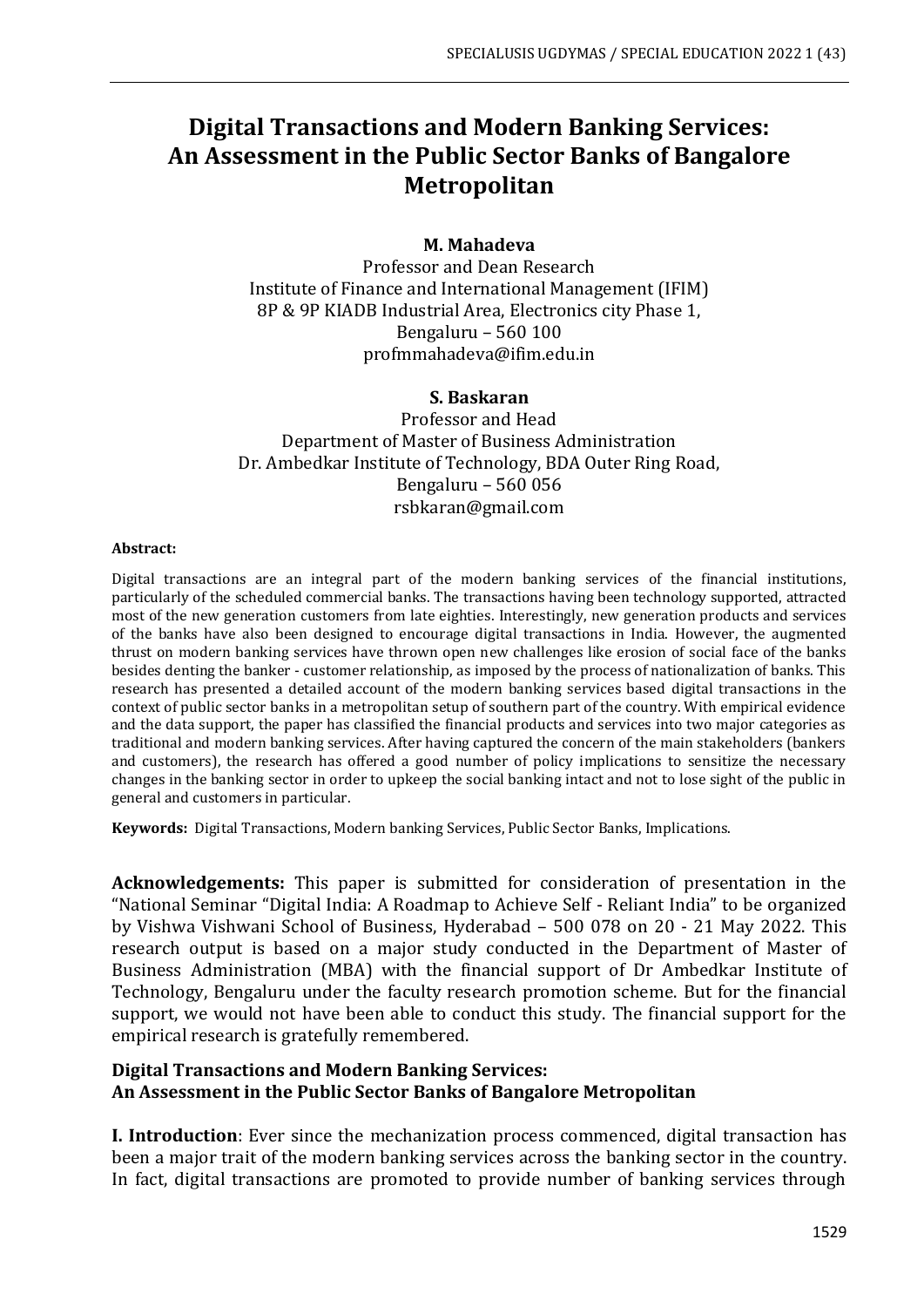# Digital Transactions and Modern Banking Services: An Assessment in the Public Sector Banks of Bangalore Metropolitan

**M. Mahadeva**
Professor and Dean Research
Institute of Finance and International Management (IFIM)
8P & 9P KIADB Industrial Area, Electronics city Phase 1,
Bengaluru – 560 100
profmmahadeva@ifim.edu.in

**S. Baskaran**
Professor and Head
Department of Master of Business Administration
Dr. Ambedkar Institute of Technology, BDA Outer Ring Road,
Bengaluru – 560 056
rsbkaran@gmail.com

**Abstract:**

Digital transactions are an integral part of the modern banking services of the financial institutions, particularly of the scheduled commercial banks. The transactions having been technology supported, attracted most of the new generation customers from late eighties. Interestingly, new generation products and services of the banks have also been designed to encourage digital transactions in India. However, the augmented thrust on modern banking services have thrown open new challenges like erosion of social face of the banks besides denting the banker - customer relationship, as imposed by the process of nationalization of banks. This research has presented a detailed account of the modern banking services based digital transactions in the context of public sector banks in a metropolitan setup of southern part of the country. With empirical evidence and the data support, the paper has classified the financial products and services into two major categories as traditional and modern banking services. After having captured the concern of the main stakeholders (bankers and customers), the research has offered a good number of policy implications to sensitize the necessary changes in the banking sector in order to upkeep the social banking intact and not to lose sight of the public in general and customers in particular.

**Keywords:** Digital Transactions, Modern banking Services, Public Sector Banks, Implications.

**Acknowledgements:** This paper is submitted for consideration of presentation in the "National Seminar "Digital India: A Roadmap to Achieve Self - Reliant India" to be organized by Vishwa Vishwani School of Business, Hyderabad – 500 078 on 20 - 21 May 2022. This research output is based on a major study conducted in the Department of Master of Business Administration (MBA) with the financial support of Dr Ambedkar Institute of Technology, Bengaluru under the faculty research promotion scheme. But for the financial support, we would not have been able to conduct this study. The financial support for the empirical research is gratefully remembered.

**Digital Transactions and Modern Banking Services:**
**An Assessment in the Public Sector Banks of Bangalore Metropolitan**

**I. Introduction**: Ever since the mechanization process commenced, digital transaction has been a major trait of the modern banking services across the banking sector in the country. In fact, digital transactions are promoted to provide number of banking services through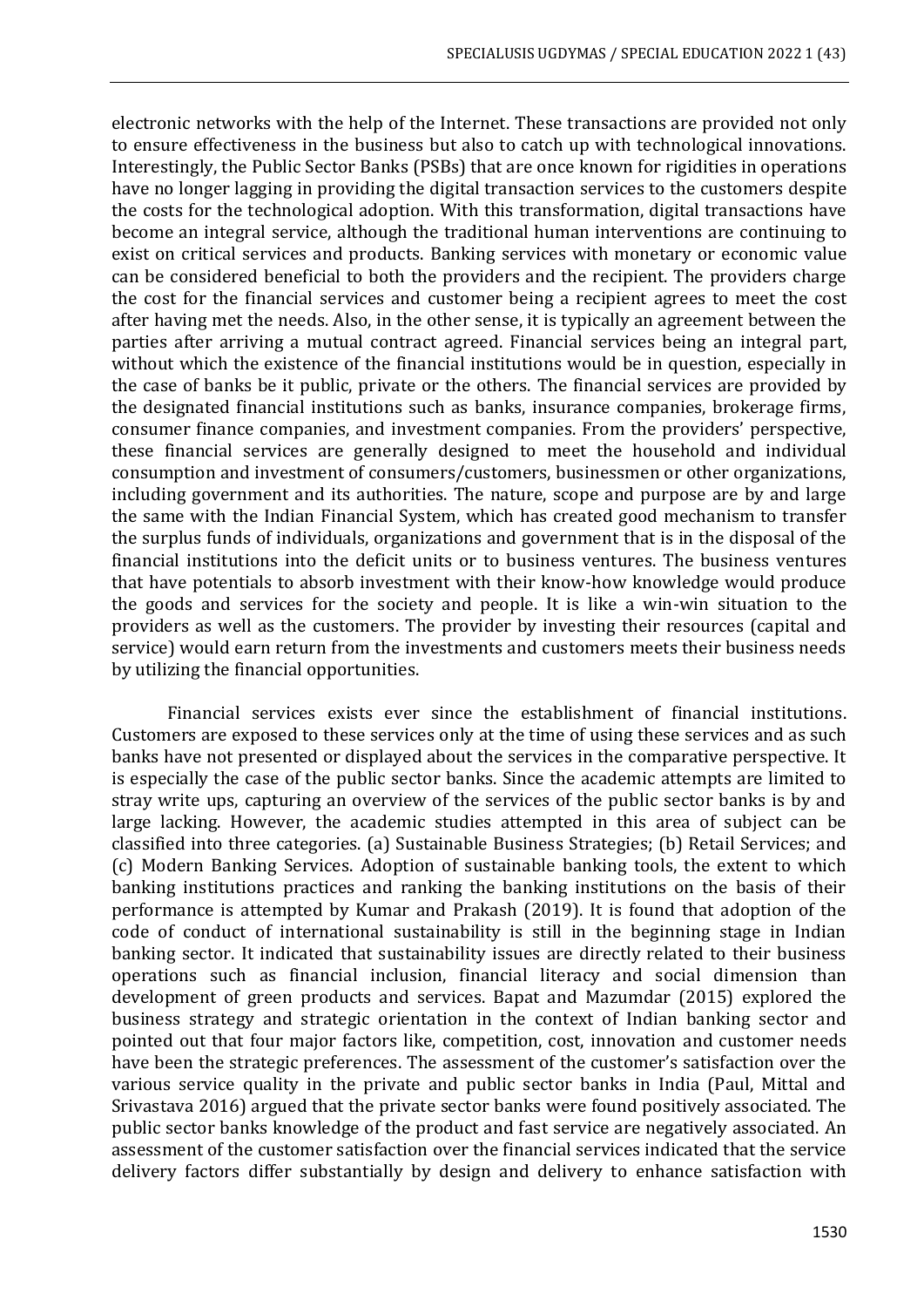electronic networks with the help of the Internet. These transactions are provided not only to ensure effectiveness in the business but also to catch up with technological innovations. Interestingly, the Public Sector Banks (PSBs) that are once known for rigidities in operations have no longer lagging in providing the digital transaction services to the customers despite the costs for the technological adoption. With this transformation, digital transactions have become an integral service, although the traditional human interventions are continuing to exist on critical services and products. Banking services with monetary or economic value can be considered beneficial to both the providers and the recipient. The providers charge the cost for the financial services and customer being a recipient agrees to meet the cost after having met the needs. Also, in the other sense, it is typically an agreement between the parties after arriving a mutual contract agreed. Financial services being an integral part, without which the existence of the financial institutions would be in question, especially in the case of banks be it public, private or the others. The financial services are provided by the designated financial institutions such as banks, insurance companies, brokerage firms, consumer finance companies, and investment companies. From the providers' perspective, these financial services are generally designed to meet the household and individual consumption and investment of consumers/customers, businessmen or other organizations, including government and its authorities. The nature, scope and purpose are by and large the same with the Indian Financial System, which has created good mechanism to transfer the surplus funds of individuals, organizations and government that is in the disposal of the financial institutions into the deficit units or to business ventures. The business ventures that have potentials to absorb investment with their know-how knowledge would produce the goods and services for the society and people. It is like a win-win situation to the providers as well as the customers. The provider by investing their resources (capital and service) would earn return from the investments and customers meets their business needs by utilizing the financial opportunities.

Financial services exists ever since the establishment of financial institutions. Customers are exposed to these services only at the time of using these services and as such banks have not presented or displayed about the services in the comparative perspective. It is especially the case of the public sector banks. Since the academic attempts are limited to stray write ups, capturing an overview of the services of the public sector banks is by and large lacking. However, the academic studies attempted in this area of subject can be classified into three categories. (a) Sustainable Business Strategies; (b) Retail Services; and (c) Modern Banking Services. Adoption of sustainable banking tools, the extent to which banking institutions practices and ranking the banking institutions on the basis of their performance is attempted by Kumar and Prakash (2019). It is found that adoption of the code of conduct of international sustainability is still in the beginning stage in Indian banking sector. It indicated that sustainability issues are directly related to their business operations such as financial inclusion, financial literacy and social dimension than development of green products and services. Bapat and Mazumdar (2015) explored the business strategy and strategic orientation in the context of Indian banking sector and pointed out that four major factors like, competition, cost, innovation and customer needs have been the strategic preferences. The assessment of the customer's satisfaction over the various service quality in the private and public sector banks in India (Paul, Mittal and Srivastava 2016) argued that the private sector banks were found positively associated. The public sector banks knowledge of the product and fast service are negatively associated. An assessment of the customer satisfaction over the financial services indicated that the service delivery factors differ substantially by design and delivery to enhance satisfaction with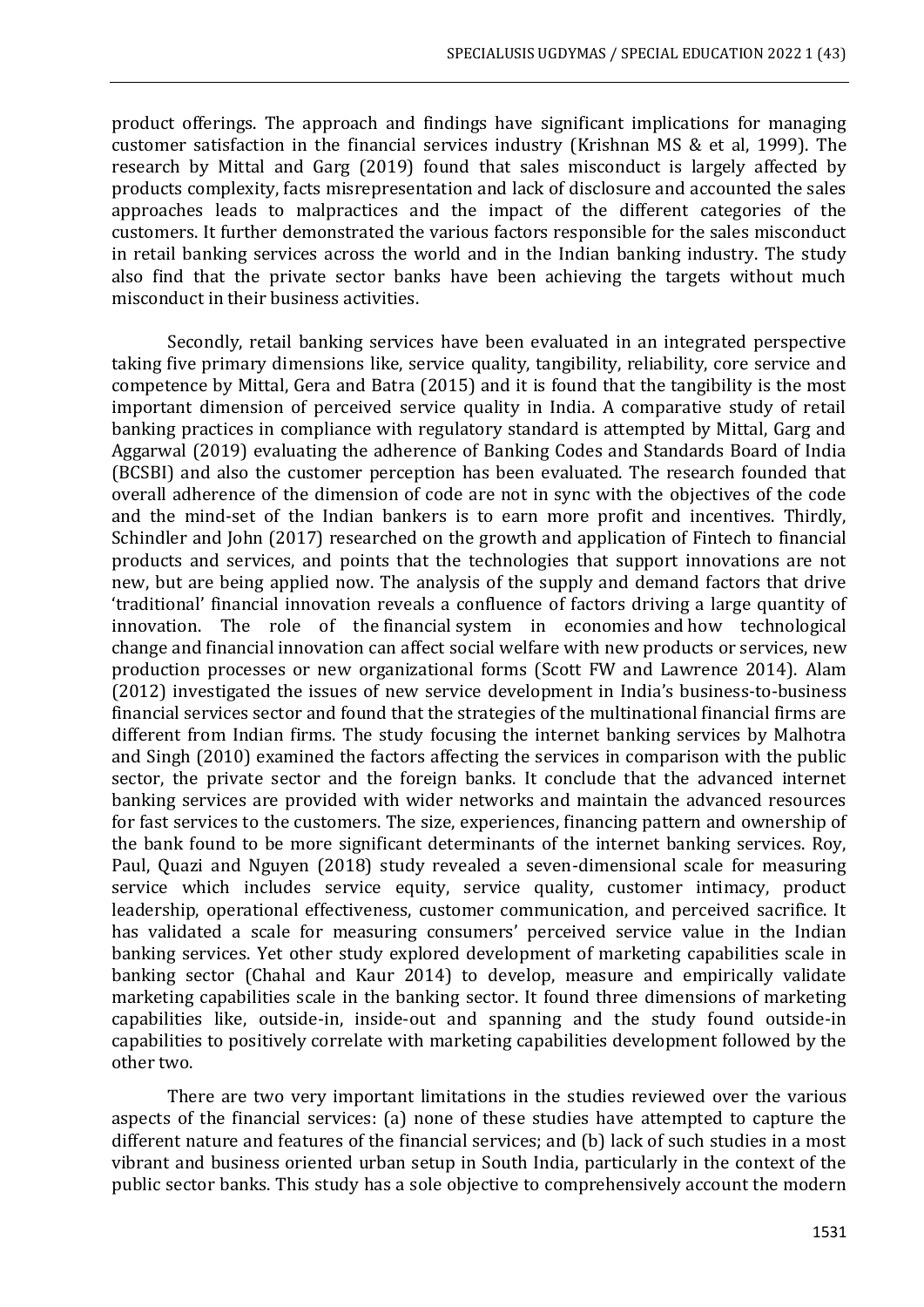product offerings. The approach and findings have significant implications for managing customer satisfaction in the financial services industry (Krishnan MS & et al, 1999). The research by Mittal and Garg (2019) found that sales misconduct is largely affected by products complexity, facts misrepresentation and lack of disclosure and accounted the sales approaches leads to malpractices and the impact of the different categories of the customers. It further demonstrated the various factors responsible for the sales misconduct in retail banking services across the world and in the Indian banking industry. The study also find that the private sector banks have been achieving the targets without much misconduct in their business activities.

Secondly, retail banking services have been evaluated in an integrated perspective taking five primary dimensions like, service quality, tangibility, reliability, core service and competence by Mittal, Gera and Batra (2015) and it is found that the tangibility is the most important dimension of perceived service quality in India. A comparative study of retail banking practices in compliance with regulatory standard is attempted by Mittal, Garg and Aggarwal (2019) evaluating the adherence of Banking Codes and Standards Board of India (BCSBI) and also the customer perception has been evaluated. The research founded that overall adherence of the dimension of code are not in sync with the objectives of the code and the mind-set of the Indian bankers is to earn more profit and incentives. Thirdly, Schindler and John (2017) researched on the growth and application of Fintech to financial products and services, and points that the technologies that support innovations are not new, but are being applied now. The analysis of the supply and demand factors that drive 'traditional' financial innovation reveals a confluence of factors driving a large quantity of innovation. The role of the financial system in economies and how technological change and financial innovation can affect social welfare with new products or services, new production processes or new organizational forms (Scott FW and Lawrence 2014). Alam (2012) investigated the issues of new service development in India's business-to-business financial services sector and found that the strategies of the multinational financial firms are different from Indian firms. The study focusing the internet banking services by Malhotra and Singh (2010) examined the factors affecting the services in comparison with the public sector, the private sector and the foreign banks. It conclude that the advanced internet banking services are provided with wider networks and maintain the advanced resources for fast services to the customers. The size, experiences, financing pattern and ownership of the bank found to be more significant determinants of the internet banking services. Roy, Paul, Quazi and Nguyen (2018) study revealed a seven-dimensional scale for measuring service which includes service equity, service quality, customer intimacy, product leadership, operational effectiveness, customer communication, and perceived sacrifice. It has validated a scale for measuring consumers' perceived service value in the Indian banking services. Yet other study explored development of marketing capabilities scale in banking sector (Chahal and Kaur 2014) to develop, measure and empirically validate marketing capabilities scale in the banking sector. It found three dimensions of marketing capabilities like, outside-in, inside-out and spanning and the study found outside-in capabilities to positively correlate with marketing capabilities development followed by the other two.

There are two very important limitations in the studies reviewed over the various aspects of the financial services: (a) none of these studies have attempted to capture the different nature and features of the financial services; and (b) lack of such studies in a most vibrant and business oriented urban setup in South India, particularly in the context of the public sector banks. This study has a sole objective to comprehensively account the modern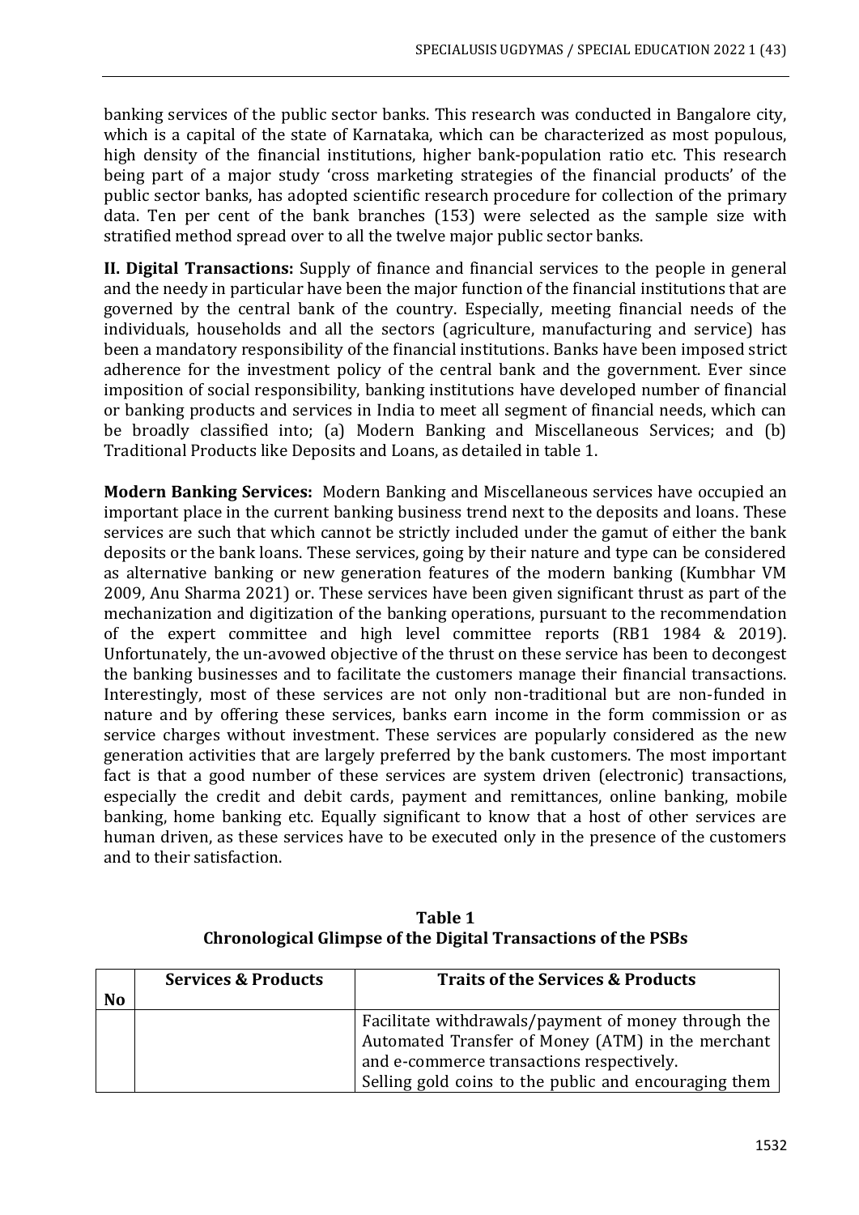banking services of the public sector banks. This research was conducted in Bangalore city, which is a capital of the state of Karnataka, which can be characterized as most populous, high density of the financial institutions, higher bank-population ratio etc. This research being part of a major study 'cross marketing strategies of the financial products' of the public sector banks, has adopted scientific research procedure for collection of the primary data. Ten per cent of the bank branches (153) were selected as the sample size with stratified method spread over to all the twelve major public sector banks.

**II. Digital Transactions:** Supply of finance and financial services to the people in general and the needy in particular have been the major function of the financial institutions that are governed by the central bank of the country. Especially, meeting financial needs of the individuals, households and all the sectors (agriculture, manufacturing and service) has been a mandatory responsibility of the financial institutions. Banks have been imposed strict adherence for the investment policy of the central bank and the government. Ever since imposition of social responsibility, banking institutions have developed number of financial or banking products and services in India to meet all segment of financial needs, which can be broadly classified into; (a) Modern Banking and Miscellaneous Services; and (b) Traditional Products like Deposits and Loans, as detailed in table 1.

**Modern Banking Services:** Modern Banking and Miscellaneous services have occupied an important place in the current banking business trend next to the deposits and loans. These services are such that which cannot be strictly included under the gamut of either the bank deposits or the bank loans. These services, going by their nature and type can be considered as alternative banking or new generation features of the modern banking (Kumbhar VM 2009, Anu Sharma 2021) or. These services have been given significant thrust as part of the mechanization and digitization of the banking operations, pursuant to the recommendation of the expert committee and high level committee reports (RB1 1984 & 2019). Unfortunately, the un-avowed objective of the thrust on these service has been to decongest the banking businesses and to facilitate the customers manage their financial transactions. Interestingly, most of these services are not only non-traditional but are non-funded in nature and by offering these services, banks earn income in the form commission or as service charges without investment. These services are popularly considered as the new generation activities that are largely preferred by the bank customers. The most important fact is that a good number of these services are system driven (electronic) transactions, especially the credit and debit cards, payment and remittances, online banking, mobile banking, home banking etc. Equally significant to know that a host of other services are human driven, as these services have to be executed only in the presence of the customers and to their satisfaction.

**Table 1**
**Chronological Glimpse of the Digital Transactions of the PSBs**

| No | Services & Products | Traits of the Services & Products |
|---|---|---|
| | | Facilitate withdrawals/payment of money through the Automated Transfer of Money (ATM) in the merchant and e-commerce transactions respectively. Selling gold coins to the public and encouraging them |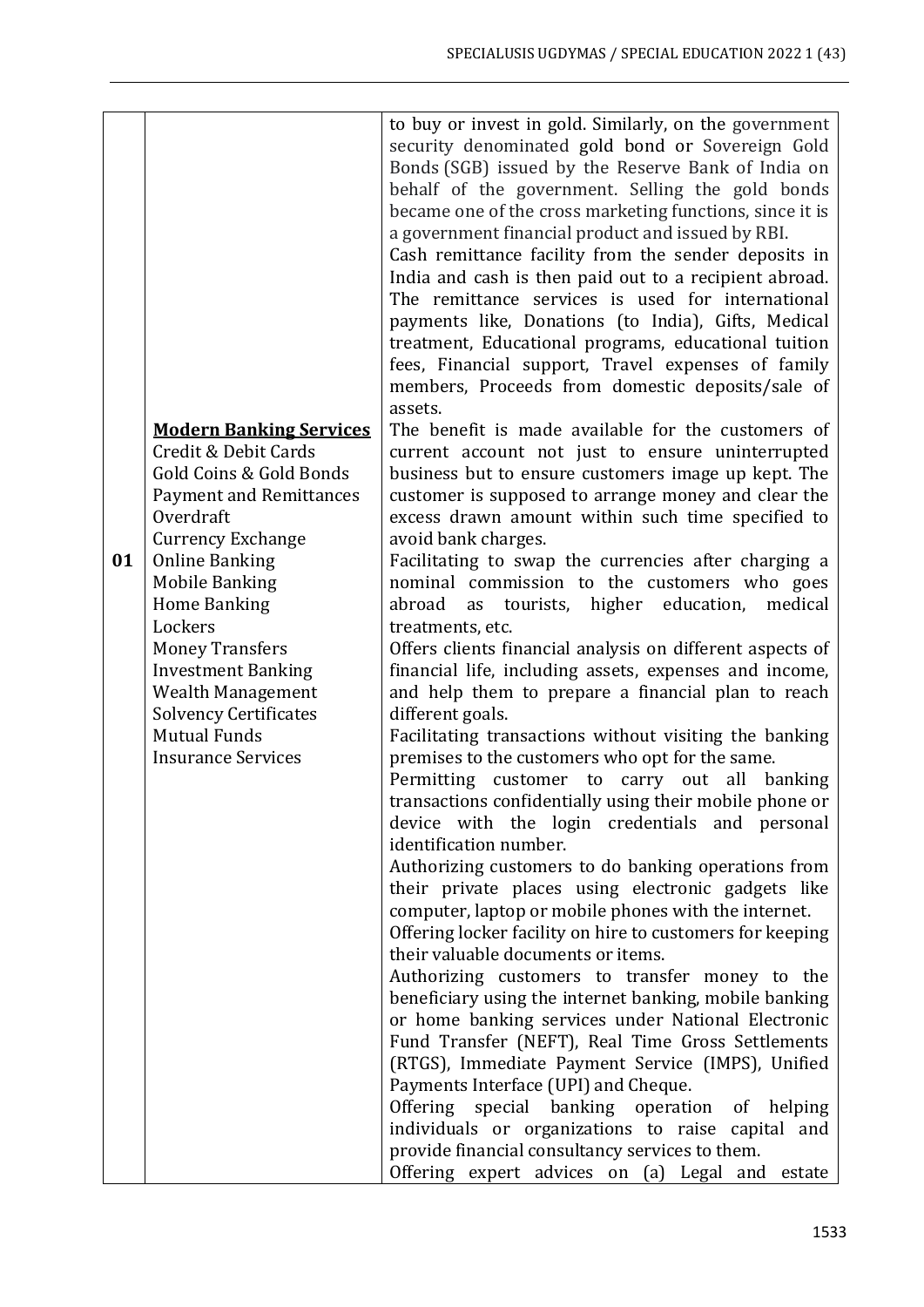| | | |
|---|---|---|
| 01 | **<u>Modern Banking Services</u>**<br>Credit & Debit Cards<br>Gold Coins & Gold Bonds<br>Payment and Remittances<br>Overdraft<br>Currency Exchange<br>Online Banking<br>Mobile Banking<br>Home Banking<br>Lockers<br>Money Transfers<br>Investment Banking<br>Wealth Management<br>Solvency Certificates<br>Mutual Funds<br>Insurance Services | to buy or invest in gold. Similarly, on the government security denominated gold bond or Sovereign Gold Bonds (SGB) issued by the Reserve Bank of India on behalf of the government. Selling the gold bonds became one of the cross marketing functions, since it is a government financial product and issued by RBI.<br>Cash remittance facility from the sender deposits in India and cash is then paid out to a recipient abroad. The remittance services is used for international payments like, Donations (to India), Gifts, Medical treatment, Educational programs, educational tuition fees, Financial support, Travel expenses of family members, Proceeds from domestic deposits/sale of assets.<br>The benefit is made available for the customers of current account not just to ensure uninterrupted business but to ensure customers image up kept. The customer is supposed to arrange money and clear the excess drawn amount within such time specified to avoid bank charges.<br>Facilitating to swap the currencies after charging a nominal commission to the customers who goes abroad as tourists, higher education, medical treatments, etc.<br>Offers clients financial analysis on different aspects of financial life, including assets, expenses and income, and help them to prepare a financial plan to reach different goals.<br>Facilitating transactions without visiting the banking premises to the customers who opt for the same.<br>Permitting customer to carry out all banking transactions confidentially using their mobile phone or device with the login credentials and personal identification number.<br>Authorizing customers to do banking operations from their private places using electronic gadgets like computer, laptop or mobile phones with the internet.<br>Offering locker facility on hire to customers for keeping their valuable documents or items.<br>Authorizing customers to transfer money to the beneficiary using the internet banking, mobile banking or home banking services under National Electronic Fund Transfer (NEFT), Real Time Gross Settlements (RTGS), Immediate Payment Service (IMPS), Unified Payments Interface (UPI) and Cheque.<br>Offering special banking operation of helping individuals or organizations to raise capital and provide financial consultancy services to them.<br>Offering expert advices on (a) Legal and estate |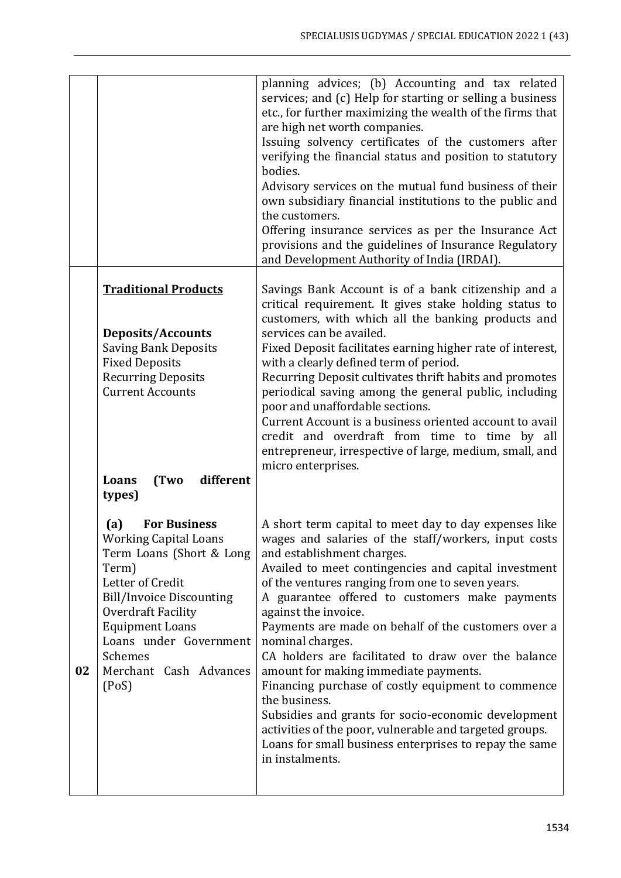| | | |
|---|---|---|
| | | planning advices; (b) Accounting and tax related services; and (c) Help for starting or selling a business etc., for further maximizing the wealth of the firms that are high net worth companies.<br>Issuing solvency certificates of the customers after verifying the financial status and position to statutory bodies.<br>Advisory services on the mutual fund business of their own subsidiary financial institutions to the public and the customers.<br>Offering insurance services as per the Insurance Act provisions and the guidelines of Insurance Regulatory and Development Authority of India (IRDAI). |
| 02 | <u>**Traditional Products**</u><br><br>**Deposits/Accounts**<br>Saving Bank Deposits<br>Fixed Deposits<br>Recurring Deposits<br>Current Accounts | Savings Bank Account is of a bank citizenship and a critical requirement. It gives stake holding status to customers, with which all the banking products and services can be availed.<br>Fixed Deposit facilitates earning higher rate of interest, with a clearly defined term of period.<br>Recurring Deposit cultivates thrift habits and promotes periodical saving among the general public, including poor and unaffordable sections.<br>Current Account is a business oriented account to avail credit and overdraft from time to time by all entrepreneur, irrespective of large, medium, small, and micro enterprises. |
| | **Loans (Two different types)**<br><br>**(a) For Business**<br>Working Capital Loans<br>Term Loans (Short & Long Term)<br>Letter of Credit<br>Bill/Invoice Discounting<br>Overdraft Facility<br>Equipment Loans<br>Loans under Government Schemes<br>Merchant Cash Advances (PoS) | A short term capital to meet day to day expenses like wages and salaries of the staff/workers, input costs and establishment charges.<br>Availed to meet contingencies and capital investment of the ventures ranging from one to seven years.<br>A guarantee offered to customers make payments against the invoice.<br>Payments are made on behalf of the customers over a nominal charges.<br>CA holders are facilitated to draw over the balance amount for making immediate payments.<br>Financing purchase of costly equipment to commence the business.<br>Subsidies and grants for socio-economic development activities of the poor, vulnerable and targeted groups.<br>Loans for small business enterprises to repay the same in instalments. |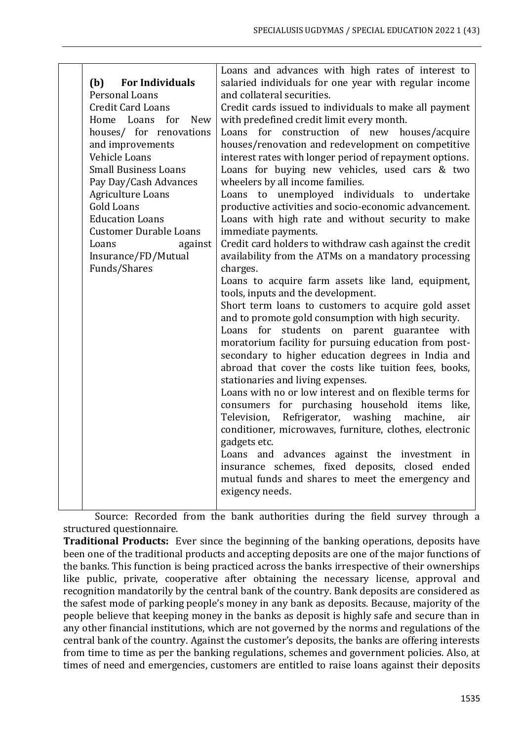| | | |
|---|---|---|
| | **(b) For Individuals**<br>Personal Loans<br>Credit Card Loans<br>Home Loans for New houses/ for renovations and improvements<br>Vehicle Loans<br>Small Business Loans<br>Pay Day/Cash Advances<br>Agriculture Loans<br>Gold Loans<br>Education Loans<br>Customer Durable Loans<br>Loans against Insurance/FD/Mutual Funds/Shares | Loans and advances with high rates of interest to salaried individuals for one year with regular income and collateral securities.<br>Credit cards issued to individuals to make all payment with predefined credit limit every month.<br>Loans for construction of new houses/acquire houses/renovation and redevelopment on competitive interest rates with longer period of repayment options.<br>Loans for buying new vehicles, used cars & two wheelers by all income families.<br>Loans to unemployed individuals to undertake productive activities and socio-economic advancement.<br>Loans with high rate and without security to make immediate payments.<br>Credit card holders to withdraw cash against the credit availability from the ATMs on a mandatory processing charges.<br>Loans to acquire farm assets like land, equipment, tools, inputs and the development.<br>Short term loans to customers to acquire gold asset and to promote gold consumption with high security.<br>Loans for students on parent guarantee with moratorium facility for pursuing education from post-secondary to higher education degrees in India and abroad that cover the costs like tuition fees, books, stationaries and living expenses.<br>Loans with no or low interest and on flexible terms for consumers for purchasing household items like, Television, Refrigerator, washing machine, air conditioner, microwaves, furniture, clothes, electronic gadgets etc.<br>Loans and advances against the investment in insurance schemes, fixed deposits, closed ended mutual funds and shares to meet the emergency and exigency needs. |

Source: Recorded from the bank authorities during the field survey through a structured questionnaire.

**Traditional Products:** Ever since the beginning of the banking operations, deposits have been one of the traditional products and accepting deposits are one of the major functions of the banks. This function is being practiced across the banks irrespective of their ownerships like public, private, cooperative after obtaining the necessary license, approval and recognition mandatorily by the central bank of the country. Bank deposits are considered as the safest mode of parking people's money in any bank as deposits. Because, majority of the people believe that keeping money in the banks as deposit is highly safe and secure than in any other financial institutions, which are not governed by the norms and regulations of the central bank of the country. Against the customer's deposits, the banks are offering interests from time to time as per the banking regulations, schemes and government policies. Also, at times of need and emergencies, customers are entitled to raise loans against their deposits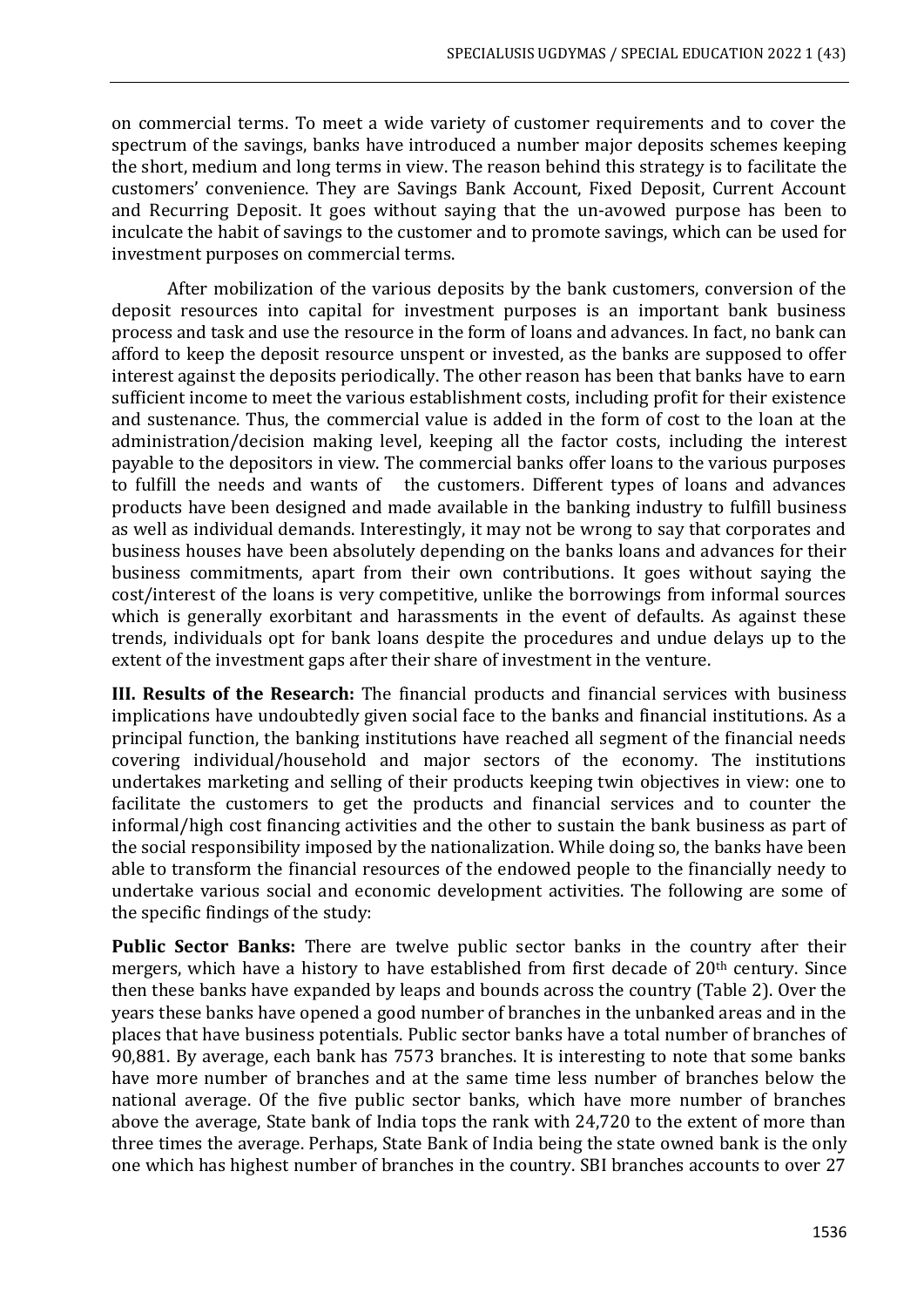on commercial terms. To meet a wide variety of customer requirements and to cover the spectrum of the savings, banks have introduced a number major deposits schemes keeping the short, medium and long terms in view. The reason behind this strategy is to facilitate the customers' convenience. They are Savings Bank Account, Fixed Deposit, Current Account and Recurring Deposit. It goes without saying that the un-avowed purpose has been to inculcate the habit of savings to the customer and to promote savings, which can be used for investment purposes on commercial terms.

After mobilization of the various deposits by the bank customers, conversion of the deposit resources into capital for investment purposes is an important bank business process and task and use the resource in the form of loans and advances. In fact, no bank can afford to keep the deposit resource unspent or invested, as the banks are supposed to offer interest against the deposits periodically. The other reason has been that banks have to earn sufficient income to meet the various establishment costs, including profit for their existence and sustenance. Thus, the commercial value is added in the form of cost to the loan at the administration/decision making level, keeping all the factor costs, including the interest payable to the depositors in view. The commercial banks offer loans to the various purposes to fulfill the needs and wants of the customers. Different types of loans and advances products have been designed and made available in the banking industry to fulfill business as well as individual demands. Interestingly, it may not be wrong to say that corporates and business houses have been absolutely depending on the banks loans and advances for their business commitments, apart from their own contributions. It goes without saying the cost/interest of the loans is very competitive, unlike the borrowings from informal sources which is generally exorbitant and harassments in the event of defaults. As against these trends, individuals opt for bank loans despite the procedures and undue delays up to the extent of the investment gaps after their share of investment in the venture.

**III. Results of the Research:** The financial products and financial services with business implications have undoubtedly given social face to the banks and financial institutions. As a principal function, the banking institutions have reached all segment of the financial needs covering individual/household and major sectors of the economy. The institutions undertakes marketing and selling of their products keeping twin objectives in view: one to facilitate the customers to get the products and financial services and to counter the informal/high cost financing activities and the other to sustain the bank business as part of the social responsibility imposed by the nationalization. While doing so, the banks have been able to transform the financial resources of the endowed people to the financially needy to undertake various social and economic development activities. The following are some of the specific findings of the study:

**Public Sector Banks:** There are twelve public sector banks in the country after their mergers, which have a history to have established from first decade of 20th century. Since then these banks have expanded by leaps and bounds across the country (Table 2). Over the years these banks have opened a good number of branches in the unbanked areas and in the places that have business potentials. Public sector banks have a total number of branches of 90,881. By average, each bank has 7573 branches. It is interesting to note that some banks have more number of branches and at the same time less number of branches below the national average. Of the five public sector banks, which have more number of branches above the average, State bank of India tops the rank with 24,720 to the extent of more than three times the average. Perhaps, State Bank of India being the state owned bank is the only one which has highest number of branches in the country. SBI branches accounts to over 27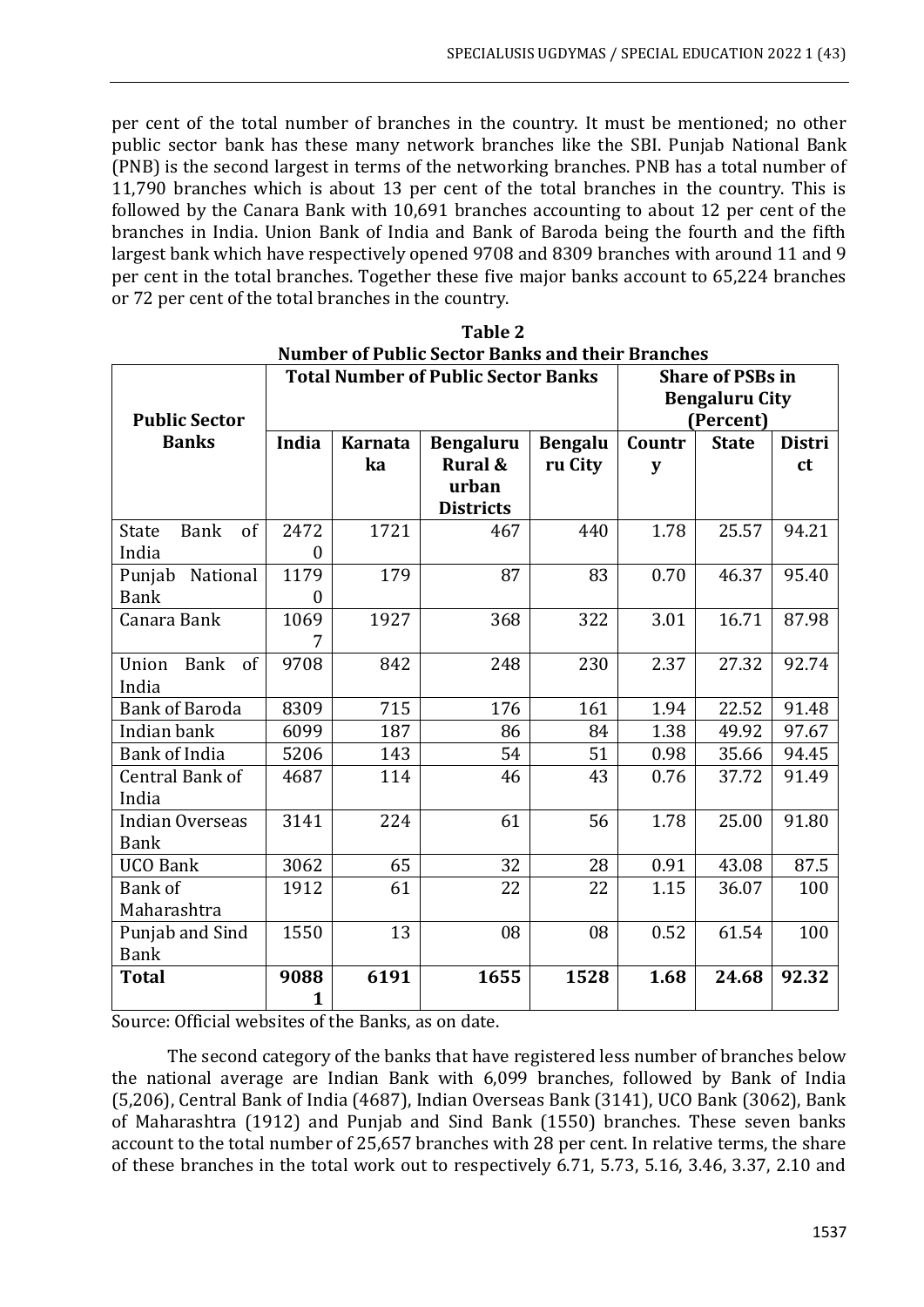per cent of the total number of branches in the country. It must be mentioned; no other public sector bank has these many network branches like the SBI. Punjab National Bank (PNB) is the second largest in terms of the networking branches. PNB has a total number of 11,790 branches which is about 13 per cent of the total branches in the country. This is followed by the Canara Bank with 10,691 branches accounting to about 12 per cent of the branches in India. Union Bank of India and Bank of Baroda being the fourth and the fifth largest bank which have respectively opened 9708 and 8309 branches with around 11 and 9 per cent in the total branches. Together these five major banks account to 65,224 branches or 72 per cent of the total branches in the country.

**Table 2**
**Number of Public Sector Banks and their Branches**

| Public Sector Banks | Total Number of Public Sector Banks | | | | Share of PSBs in Bengaluru City (Percent) | | |
|---|---|---|---|---|---|---|---|
| | India | Karnataka | Bengaluru Rural & urban Districts | Bengaluru City | Country | State | District |
| State Bank of India | 24720 | 1721 | 467 | 440 | 1.78 | 25.57 | 94.21 |
| Punjab National Bank | 11790 | 179 | 87 | 83 | 0.70 | 46.37 | 95.40 |
| Canara Bank | 10697 | 1927 | 368 | 322 | 3.01 | 16.71 | 87.98 |
| Union Bank of India | 9708 | 842 | 248 | 230 | 2.37 | 27.32 | 92.74 |
| Bank of Baroda | 8309 | 715 | 176 | 161 | 1.94 | 22.52 | 91.48 |
| Indian bank | 6099 | 187 | 86 | 84 | 1.38 | 49.92 | 97.67 |
| Bank of India | 5206 | 143 | 54 | 51 | 0.98 | 35.66 | 94.45 |
| Central Bank of India | 4687 | 114 | 46 | 43 | 0.76 | 37.72 | 91.49 |
| Indian Overseas Bank | 3141 | 224 | 61 | 56 | 1.78 | 25.00 | 91.80 |
| UCO Bank | 3062 | 65 | 32 | 28 | 0.91 | 43.08 | 87.5 |
| Bank of Maharashtra | 1912 | 61 | 22 | 22 | 1.15 | 36.07 | 100 |
| Punjab and Sind Bank | 1550 | 13 | 08 | 08 | 0.52 | 61.54 | 100 |
| **Total** | **90881** | **6191** | **1655** | **1528** | **1.68** | **24.68** | **92.32** |

Source: Official websites of the Banks, as on date.

The second category of the banks that have registered less number of branches below the national average are Indian Bank with 6,099 branches, followed by Bank of India (5,206), Central Bank of India (4687), Indian Overseas Bank (3141), UCO Bank (3062), Bank of Maharashtra (1912) and Punjab and Sind Bank (1550) branches. These seven banks account to the total number of 25,657 branches with 28 per cent. In relative terms, the share of these branches in the total work out to respectively 6.71, 5.73, 5.16, 3.46, 3.37, 2.10 and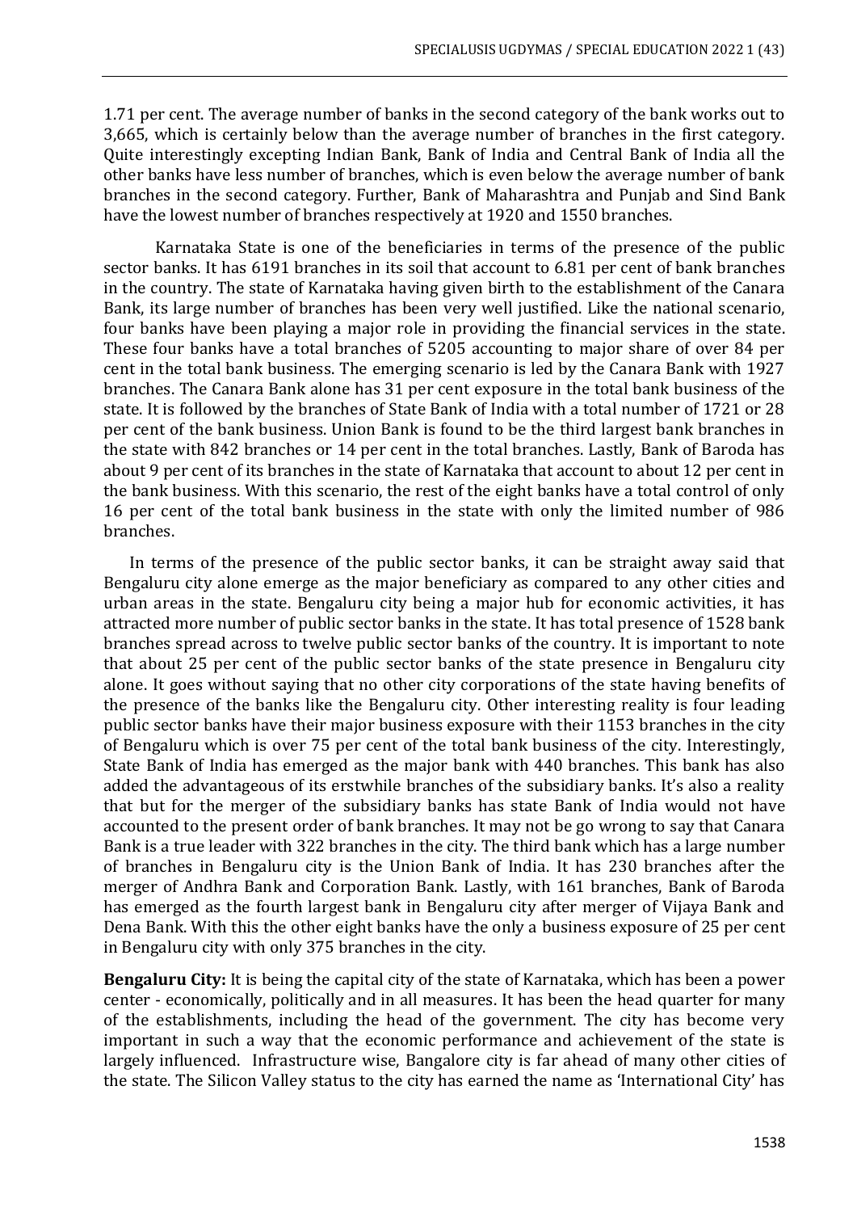1.71 per cent. The average number of banks in the second category of the bank works out to 3,665, which is certainly below than the average number of branches in the first category. Quite interestingly excepting Indian Bank, Bank of India and Central Bank of India all the other banks have less number of branches, which is even below the average number of bank branches in the second category. Further, Bank of Maharashtra and Punjab and Sind Bank have the lowest number of branches respectively at 1920 and 1550 branches.

Karnataka State is one of the beneficiaries in terms of the presence of the public sector banks. It has 6191 branches in its soil that account to 6.81 per cent of bank branches in the country. The state of Karnataka having given birth to the establishment of the Canara Bank, its large number of branches has been very well justified. Like the national scenario, four banks have been playing a major role in providing the financial services in the state. These four banks have a total branches of 5205 accounting to major share of over 84 per cent in the total bank business. The emerging scenario is led by the Canara Bank with 1927 branches. The Canara Bank alone has 31 per cent exposure in the total bank business of the state. It is followed by the branches of State Bank of India with a total number of 1721 or 28 per cent of the bank business. Union Bank is found to be the third largest bank branches in the state with 842 branches or 14 per cent in the total branches. Lastly, Bank of Baroda has about 9 per cent of its branches in the state of Karnataka that account to about 12 per cent in the bank business. With this scenario, the rest of the eight banks have a total control of only 16 per cent of the total bank business in the state with only the limited number of 986 branches.

In terms of the presence of the public sector banks, it can be straight away said that Bengaluru city alone emerge as the major beneficiary as compared to any other cities and urban areas in the state. Bengaluru city being a major hub for economic activities, it has attracted more number of public sector banks in the state. It has total presence of 1528 bank branches spread across to twelve public sector banks of the country. It is important to note that about 25 per cent of the public sector banks of the state presence in Bengaluru city alone. It goes without saying that no other city corporations of the state having benefits of the presence of the banks like the Bengaluru city. Other interesting reality is four leading public sector banks have their major business exposure with their 1153 branches in the city of Bengaluru which is over 75 per cent of the total bank business of the city. Interestingly, State Bank of India has emerged as the major bank with 440 branches. This bank has also added the advantageous of its erstwhile branches of the subsidiary banks. It's also a reality that but for the merger of the subsidiary banks has state Bank of India would not have accounted to the present order of bank branches. It may not be go wrong to say that Canara Bank is a true leader with 322 branches in the city. The third bank which has a large number of branches in Bengaluru city is the Union Bank of India. It has 230 branches after the merger of Andhra Bank and Corporation Bank. Lastly, with 161 branches, Bank of Baroda has emerged as the fourth largest bank in Bengaluru city after merger of Vijaya Bank and Dena Bank. With this the other eight banks have the only a business exposure of 25 per cent in Bengaluru city with only 375 branches in the city.

**Bengaluru City:** It is being the capital city of the state of Karnataka, which has been a power center - economically, politically and in all measures. It has been the head quarter for many of the establishments, including the head of the government. The city has become very important in such a way that the economic performance and achievement of the state is largely influenced. Infrastructure wise, Bangalore city is far ahead of many other cities of the state. The Silicon Valley status to the city has earned the name as 'International City' has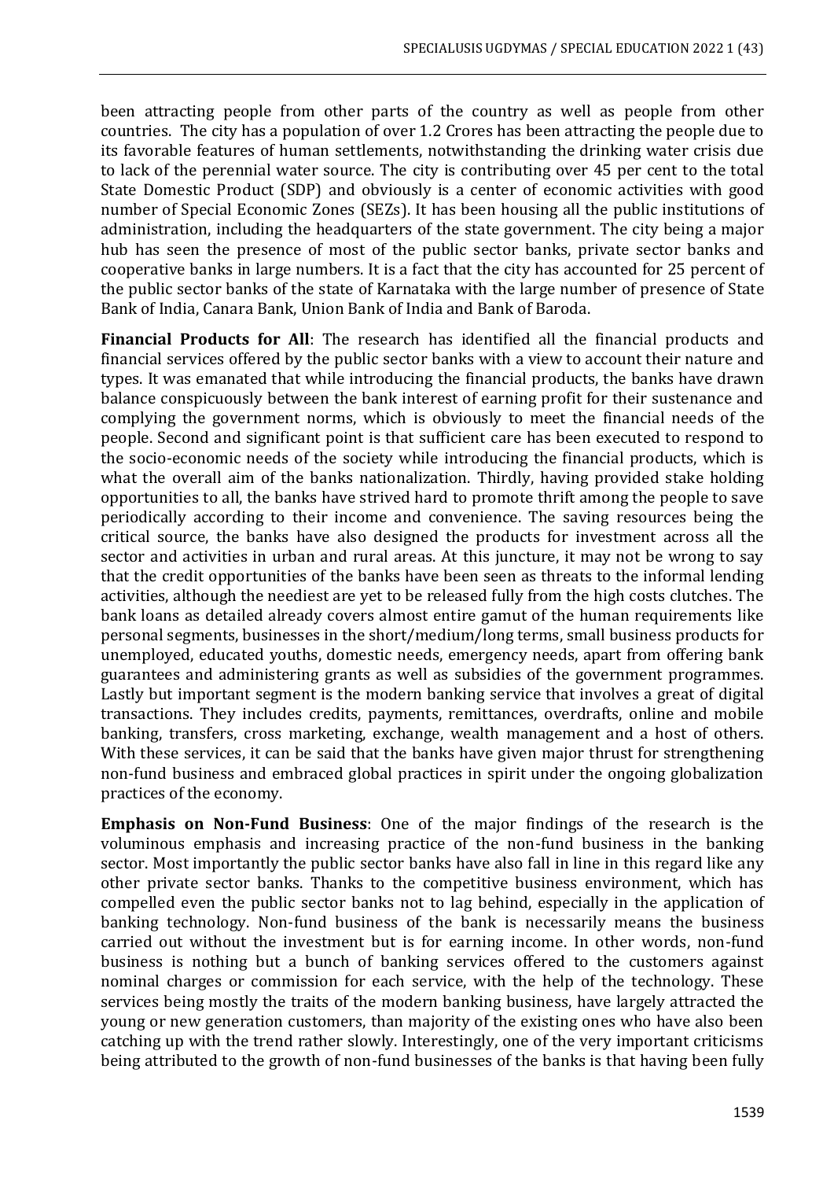been attracting people from other parts of the country as well as people from other countries. The city has a population of over 1.2 Crores has been attracting the people due to its favorable features of human settlements, notwithstanding the drinking water crisis due to lack of the perennial water source. The city is contributing over 45 per cent to the total State Domestic Product (SDP) and obviously is a center of economic activities with good number of Special Economic Zones (SEZs). It has been housing all the public institutions of administration, including the headquarters of the state government. The city being a major hub has seen the presence of most of the public sector banks, private sector banks and cooperative banks in large numbers. It is a fact that the city has accounted for 25 percent of the public sector banks of the state of Karnataka with the large number of presence of State Bank of India, Canara Bank, Union Bank of India and Bank of Baroda.

**Financial Products for All**: The research has identified all the financial products and financial services offered by the public sector banks with a view to account their nature and types. It was emanated that while introducing the financial products, the banks have drawn balance conspicuously between the bank interest of earning profit for their sustenance and complying the government norms, which is obviously to meet the financial needs of the people. Second and significant point is that sufficient care has been executed to respond to the socio-economic needs of the society while introducing the financial products, which is what the overall aim of the banks nationalization. Thirdly, having provided stake holding opportunities to all, the banks have strived hard to promote thrift among the people to save periodically according to their income and convenience. The saving resources being the critical source, the banks have also designed the products for investment across all the sector and activities in urban and rural areas. At this juncture, it may not be wrong to say that the credit opportunities of the banks have been seen as threats to the informal lending activities, although the neediest are yet to be released fully from the high costs clutches. The bank loans as detailed already covers almost entire gamut of the human requirements like personal segments, businesses in the short/medium/long terms, small business products for unemployed, educated youths, domestic needs, emergency needs, apart from offering bank guarantees and administering grants as well as subsidies of the government programmes. Lastly but important segment is the modern banking service that involves a great of digital transactions. They includes credits, payments, remittances, overdrafts, online and mobile banking, transfers, cross marketing, exchange, wealth management and a host of others. With these services, it can be said that the banks have given major thrust for strengthening non-fund business and embraced global practices in spirit under the ongoing globalization practices of the economy.

**Emphasis on Non-Fund Business**: One of the major findings of the research is the voluminous emphasis and increasing practice of the non-fund business in the banking sector. Most importantly the public sector banks have also fall in line in this regard like any other private sector banks. Thanks to the competitive business environment, which has compelled even the public sector banks not to lag behind, especially in the application of banking technology. Non-fund business of the bank is necessarily means the business carried out without the investment but is for earning income. In other words, non-fund business is nothing but a bunch of banking services offered to the customers against nominal charges or commission for each service, with the help of the technology. These services being mostly the traits of the modern banking business, have largely attracted the young or new generation customers, than majority of the existing ones who have also been catching up with the trend rather slowly. Interestingly, one of the very important criticisms being attributed to the growth of non-fund businesses of the banks is that having been fully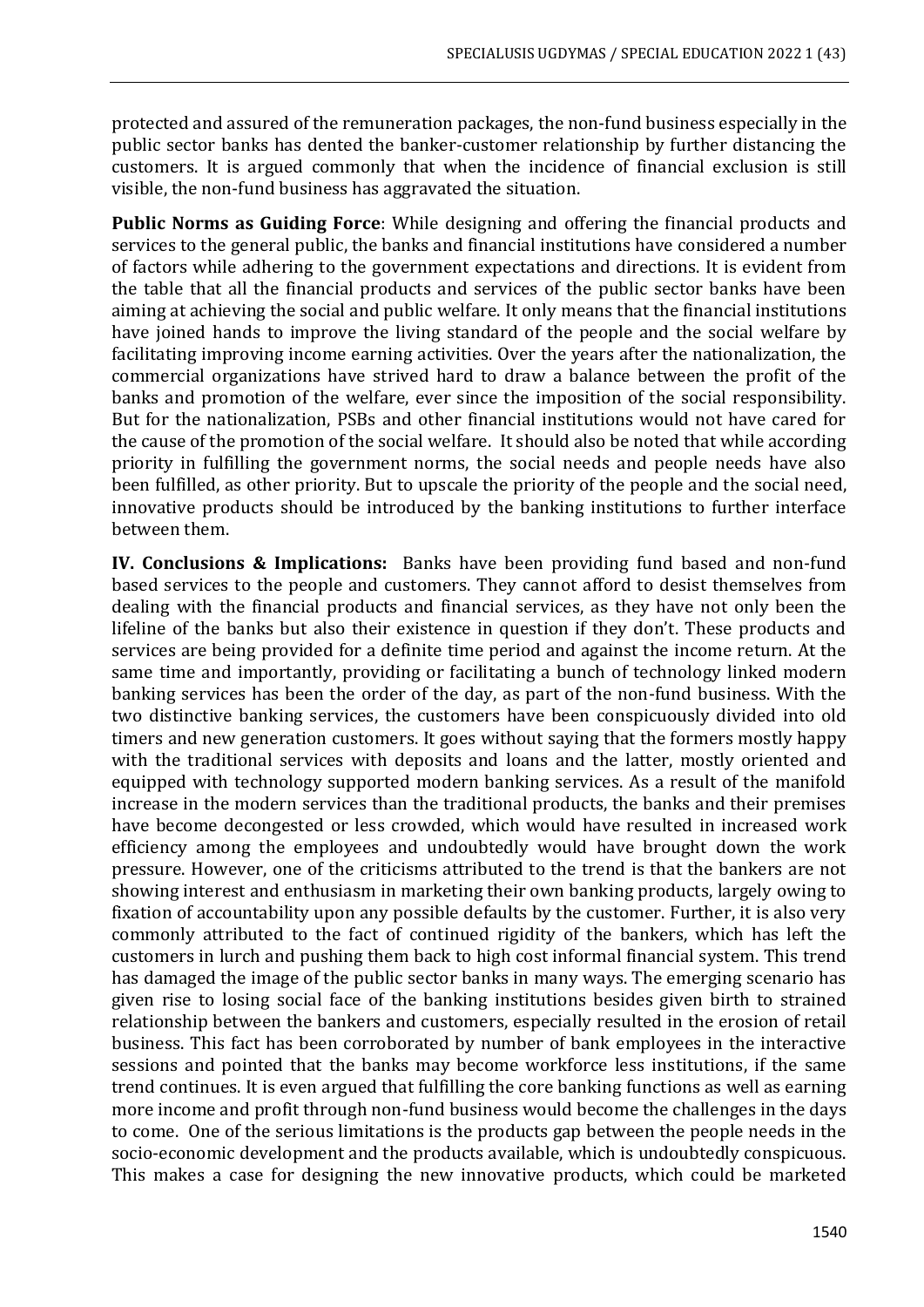protected and assured of the remuneration packages, the non-fund business especially in the public sector banks has dented the banker-customer relationship by further distancing the customers. It is argued commonly that when the incidence of financial exclusion is still visible, the non-fund business has aggravated the situation.

**Public Norms as Guiding Force**: While designing and offering the financial products and services to the general public, the banks and financial institutions have considered a number of factors while adhering to the government expectations and directions. It is evident from the table that all the financial products and services of the public sector banks have been aiming at achieving the social and public welfare. It only means that the financial institutions have joined hands to improve the living standard of the people and the social welfare by facilitating improving income earning activities. Over the years after the nationalization, the commercial organizations have strived hard to draw a balance between the profit of the banks and promotion of the welfare, ever since the imposition of the social responsibility. But for the nationalization, PSBs and other financial institutions would not have cared for the cause of the promotion of the social welfare. It should also be noted that while according priority in fulfilling the government norms, the social needs and people needs have also been fulfilled, as other priority. But to upscale the priority of the people and the social need, innovative products should be introduced by the banking institutions to further interface between them.

**IV. Conclusions & Implications:** Banks have been providing fund based and non-fund based services to the people and customers. They cannot afford to desist themselves from dealing with the financial products and financial services, as they have not only been the lifeline of the banks but also their existence in question if they don't. These products and services are being provided for a definite time period and against the income return. At the same time and importantly, providing or facilitating a bunch of technology linked modern banking services has been the order of the day, as part of the non-fund business. With the two distinctive banking services, the customers have been conspicuously divided into old timers and new generation customers. It goes without saying that the formers mostly happy with the traditional services with deposits and loans and the latter, mostly oriented and equipped with technology supported modern banking services. As a result of the manifold increase in the modern services than the traditional products, the banks and their premises have become decongested or less crowded, which would have resulted in increased work efficiency among the employees and undoubtedly would have brought down the work pressure. However, one of the criticisms attributed to the trend is that the bankers are not showing interest and enthusiasm in marketing their own banking products, largely owing to fixation of accountability upon any possible defaults by the customer. Further, it is also very commonly attributed to the fact of continued rigidity of the bankers, which has left the customers in lurch and pushing them back to high cost informal financial system. This trend has damaged the image of the public sector banks in many ways. The emerging scenario has given rise to losing social face of the banking institutions besides given birth to strained relationship between the bankers and customers, especially resulted in the erosion of retail business. This fact has been corroborated by number of bank employees in the interactive sessions and pointed that the banks may become workforce less institutions, if the same trend continues. It is even argued that fulfilling the core banking functions as well as earning more income and profit through non-fund business would become the challenges in the days to come. One of the serious limitations is the products gap between the people needs in the socio-economic development and the products available, which is undoubtedly conspicuous. This makes a case for designing the new innovative products, which could be marketed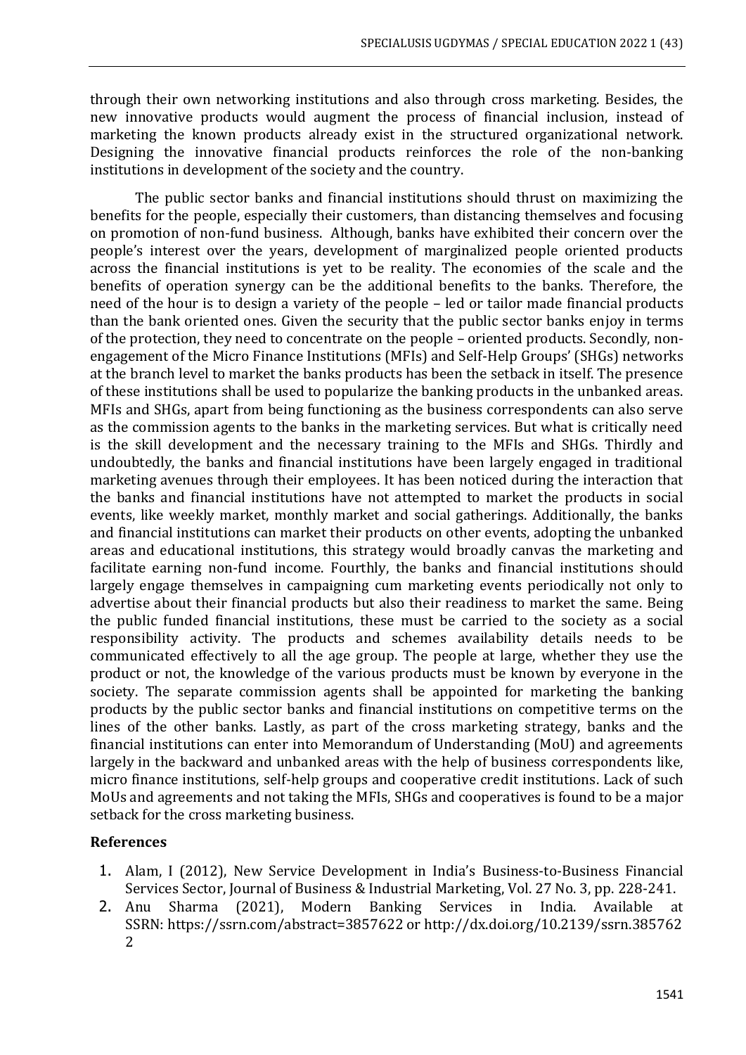through their own networking institutions and also through cross marketing. Besides, the new innovative products would augment the process of financial inclusion, instead of marketing the known products already exist in the structured organizational network. Designing the innovative financial products reinforces the role of the non-banking institutions in development of the society and the country.

The public sector banks and financial institutions should thrust on maximizing the benefits for the people, especially their customers, than distancing themselves and focusing on promotion of non-fund business. Although, banks have exhibited their concern over the people's interest over the years, development of marginalized people oriented products across the financial institutions is yet to be reality. The economies of the scale and the benefits of operation synergy can be the additional benefits to the banks. Therefore, the need of the hour is to design a variety of the people – led or tailor made financial products than the bank oriented ones. Given the security that the public sector banks enjoy in terms of the protection, they need to concentrate on the people – oriented products. Secondly, non-engagement of the Micro Finance Institutions (MFIs) and Self-Help Groups' (SHGs) networks at the branch level to market the banks products has been the setback in itself. The presence of these institutions shall be used to popularize the banking products in the unbanked areas. MFIs and SHGs, apart from being functioning as the business correspondents can also serve as the commission agents to the banks in the marketing services. But what is critically need is the skill development and the necessary training to the MFIs and SHGs. Thirdly and undoubtedly, the banks and financial institutions have been largely engaged in traditional marketing avenues through their employees. It has been noticed during the interaction that the banks and financial institutions have not attempted to market the products in social events, like weekly market, monthly market and social gatherings. Additionally, the banks and financial institutions can market their products on other events, adopting the unbanked areas and educational institutions, this strategy would broadly canvas the marketing and facilitate earning non-fund income. Fourthly, the banks and financial institutions should largely engage themselves in campaigning cum marketing events periodically not only to advertise about their financial products but also their readiness to market the same. Being the public funded financial institutions, these must be carried to the society as a social responsibility activity. The products and schemes availability details needs to be communicated effectively to all the age group. The people at large, whether they use the product or not, the knowledge of the various products must be known by everyone in the society. The separate commission agents shall be appointed for marketing the banking products by the public sector banks and financial institutions on competitive terms on the lines of the other banks. Lastly, as part of the cross marketing strategy, banks and the financial institutions can enter into Memorandum of Understanding (MoU) and agreements largely in the backward and unbanked areas with the help of business correspondents like, micro finance institutions, self-help groups and cooperative credit institutions. Lack of such MoUs and agreements and not taking the MFIs, SHGs and cooperatives is found to be a major setback for the cross marketing business.

## References

1. Alam, I (2012), New Service Development in India's Business-to-Business Financial Services Sector, Journal of Business & Industrial Marketing, Vol. 27 No. 3, pp. 228-241.
2. Anu Sharma (2021), Modern Banking Services in India. Available at SSRN: https://ssrn.com/abstract=3857622 or http://dx.doi.org/10.2139/ssrn.3857622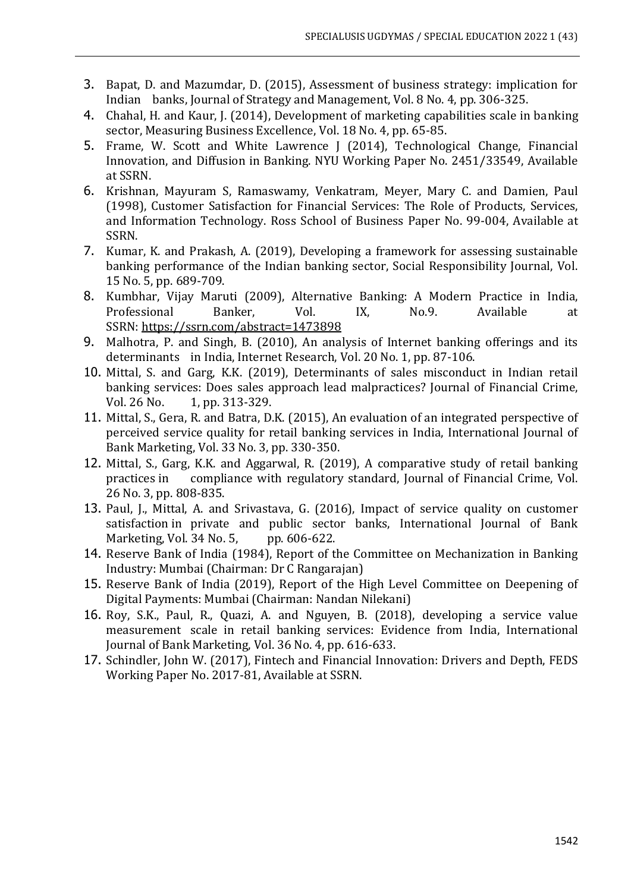3. Bapat, D. and Mazumdar, D. (2015), Assessment of business strategy: implication for Indian banks, Journal of Strategy and Management, Vol. 8 No. 4, pp. 306-325.
4. Chahal, H. and Kaur, J. (2014), Development of marketing capabilities scale in banking sector, Measuring Business Excellence, Vol. 18 No. 4, pp. 65-85.
5. Frame, W. Scott and White Lawrence J (2014), Technological Change, Financial Innovation, and Diffusion in Banking. NYU Working Paper No. 2451/33549, Available at SSRN.
6. Krishnan, Mayuram S, Ramaswamy, Venkatram, Meyer, Mary C. and Damien, Paul (1998), Customer Satisfaction for Financial Services: The Role of Products, Services, and Information Technology. Ross School of Business Paper No. 99-004, Available at SSRN.
7. Kumar, K. and Prakash, A. (2019), Developing a framework for assessing sustainable banking performance of the Indian banking sector, Social Responsibility Journal, Vol. 15 No. 5, pp. 689-709.
8. Kumbhar, Vijay Maruti (2009), Alternative Banking: A Modern Practice in India, Professional Banker, Vol. IX, No.9. Available at SSRN: https://ssrn.com/abstract=1473898
9. Malhotra, P. and Singh, B. (2010), An analysis of Internet banking offerings and its determinants in India, Internet Research, Vol. 20 No. 1, pp. 87-106.
10. Mittal, S. and Garg, K.K. (2019), Determinants of sales misconduct in Indian retail banking services: Does sales approach lead malpractices? Journal of Financial Crime, Vol. 26 No. 1, pp. 313-329.
11. Mittal, S., Gera, R. and Batra, D.K. (2015), An evaluation of an integrated perspective of perceived service quality for retail banking services in India, International Journal of Bank Marketing, Vol. 33 No. 3, pp. 330-350.
12. Mittal, S., Garg, K.K. and Aggarwal, R. (2019), A comparative study of retail banking practices in compliance with regulatory standard, Journal of Financial Crime, Vol. 26 No. 3, pp. 808-835.
13. Paul, J., Mittal, A. and Srivastava, G. (2016), Impact of service quality on customer satisfaction in private and public sector banks, International Journal of Bank Marketing, Vol. 34 No. 5, pp. 606-622.
14. Reserve Bank of India (1984), Report of the Committee on Mechanization in Banking Industry: Mumbai (Chairman: Dr C Rangarajan)
15. Reserve Bank of India (2019), Report of the High Level Committee on Deepening of Digital Payments: Mumbai (Chairman: Nandan Nilekani)
16. Roy, S.K., Paul, R., Quazi, A. and Nguyen, B. (2018), developing a service value measurement scale in retail banking services: Evidence from India, International Journal of Bank Marketing, Vol. 36 No. 4, pp. 616-633.
17. Schindler, John W. (2017), Fintech and Financial Innovation: Drivers and Depth, FEDS Working Paper No. 2017-81, Available at SSRN.